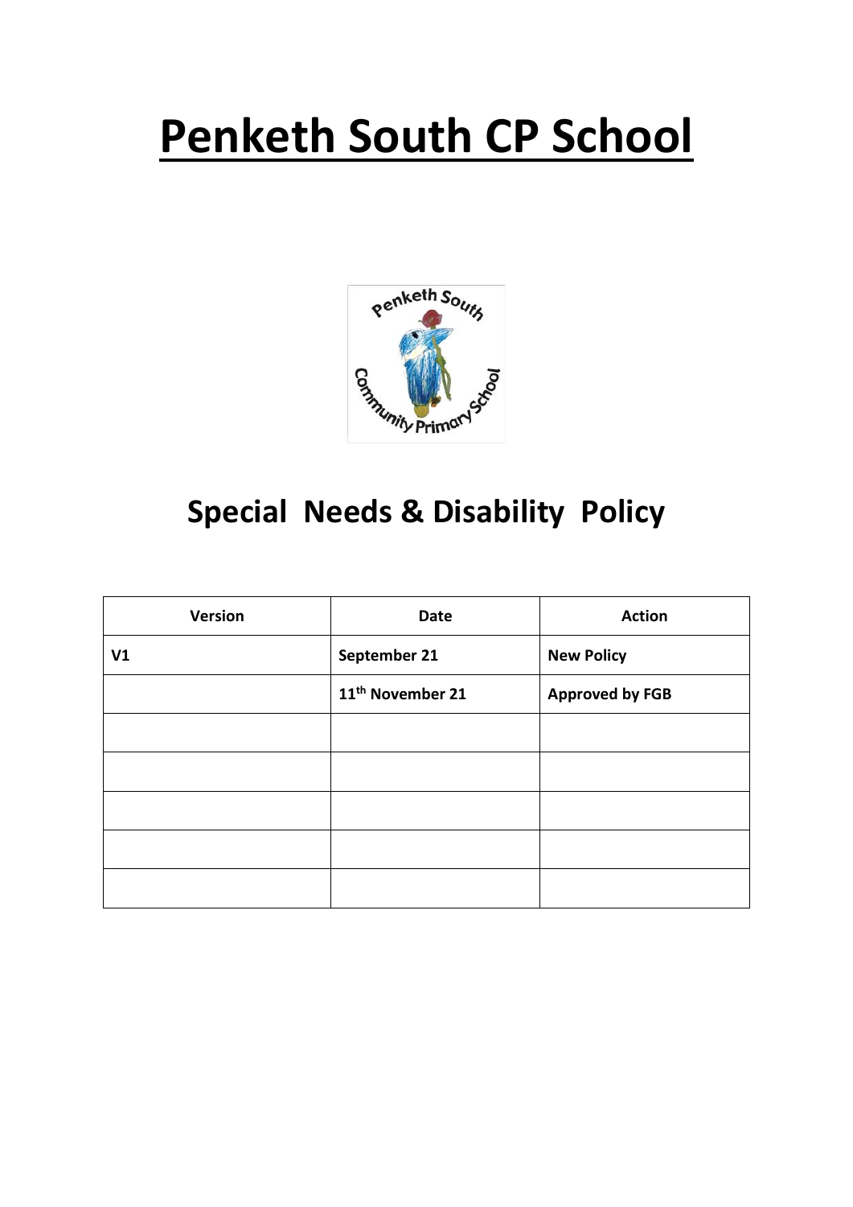# Penketh South CP School

## Special Needs & Disability Policy

| Version | Date | Action |
|---|---|---|
| V1 | September 21 | New Policy |
| | 11th November 21 | Approved by FGB |
| | | |
| | | |
| | | |
| | | |
| | | |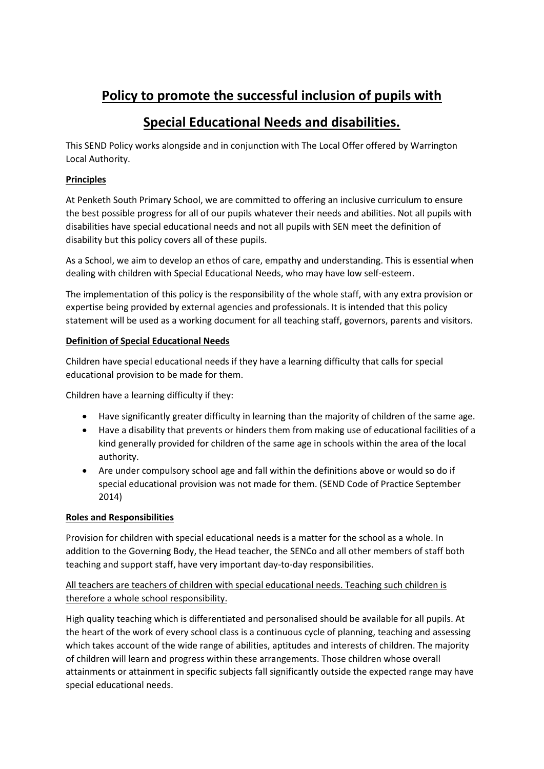# Policy to promote the successful inclusion of pupils with Special Educational Needs and disabilities.

This SEND Policy works alongside and in conjunction with The Local Offer offered by Warrington Local Authority.

**Principles**

At Penketh South Primary School, we are committed to offering an inclusive curriculum to ensure the best possible progress for all of our pupils whatever their needs and abilities. Not all pupils with disabilities have special educational needs and not all pupils with SEN meet the definition of disability but this policy covers all of these pupils.

As a School, we aim to develop an ethos of care, empathy and understanding. This is essential when dealing with children with Special Educational Needs, who may have low self-esteem.

The implementation of this policy is the responsibility of the whole staff, with any extra provision or expertise being provided by external agencies and professionals. It is intended that this policy statement will be used as a working document for all teaching staff, governors, parents and visitors.

**Definition of Special Educational Needs**

Children have special educational needs if they have a learning difficulty that calls for special educational provision to be made for them.

Children have a learning difficulty if they:

- Have significantly greater difficulty in learning than the majority of children of the same age.
- Have a disability that prevents or hinders them from making use of educational facilities of a kind generally provided for children of the same age in schools within the area of the local authority.
- Are under compulsory school age and fall within the definitions above or would so do if special educational provision was not made for them. (SEND Code of Practice September 2014)

**Roles and Responsibilities**

Provision for children with special educational needs is a matter for the school as a whole. In addition to the Governing Body, the Head teacher, the SENCo and all other members of staff both teaching and support staff, have very important day-to-day responsibilities.

<u>All teachers are teachers of children with special educational needs. Teaching such children is therefore a whole school responsibility.</u>

High quality teaching which is differentiated and personalised should be available for all pupils. At the heart of the work of every school class is a continuous cycle of planning, teaching and assessing which takes account of the wide range of abilities, aptitudes and interests of children. The majority of children will learn and progress within these arrangements. Those children whose overall attainments or attainment in specific subjects fall significantly outside the expected range may have special educational needs.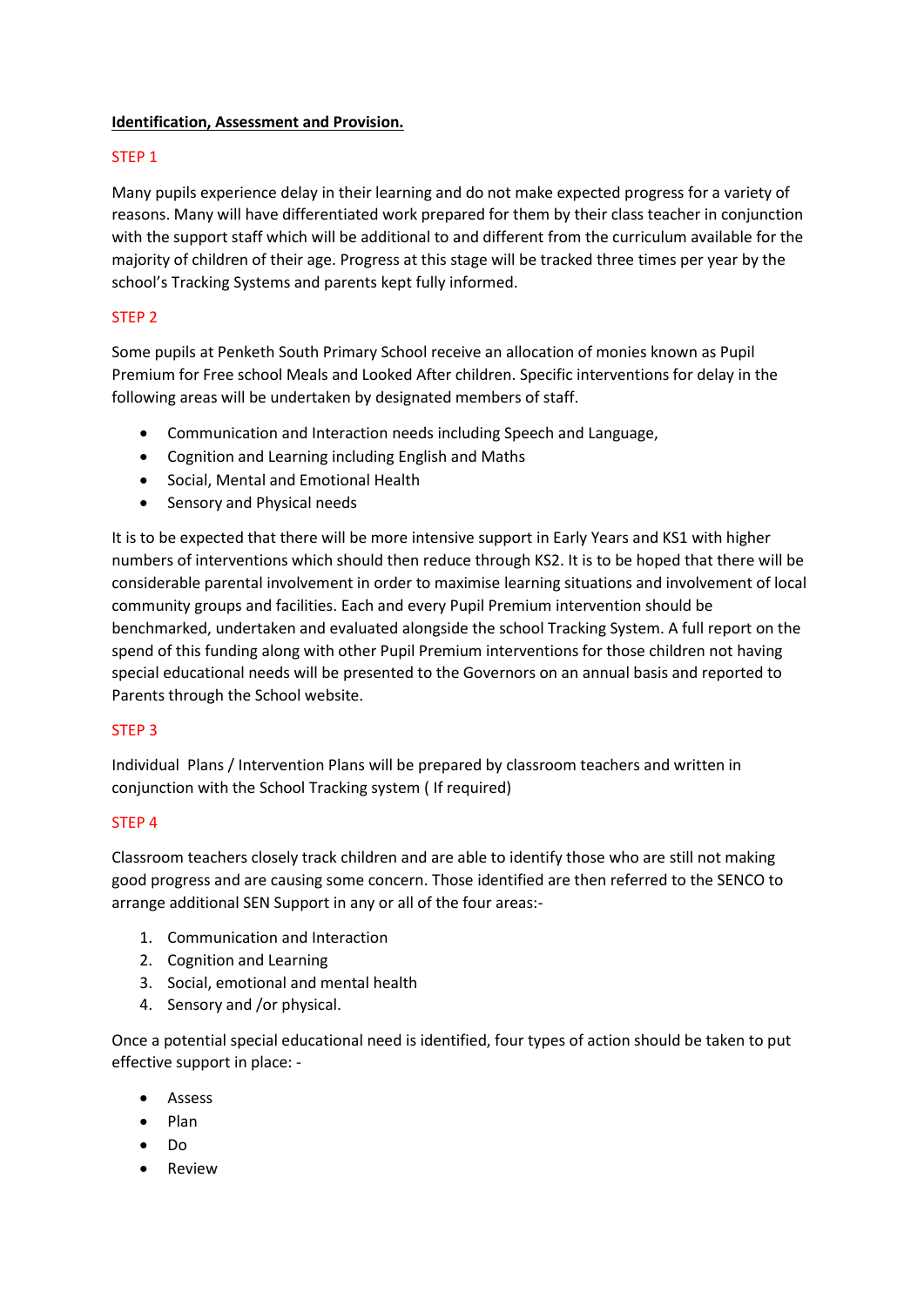**Identification, Assessment and Provision.**

STEP 1

Many pupils experience delay in their learning and do not make expected progress for a variety of reasons. Many will have differentiated work prepared for them by their class teacher in conjunction with the support staff which will be additional to and different from the curriculum available for the majority of children of their age. Progress at this stage will be tracked three times per year by the school's Tracking Systems and parents kept fully informed.

STEP 2

Some pupils at Penketh South Primary School receive an allocation of monies known as Pupil Premium for Free school Meals and Looked After children. Specific interventions for delay in the following areas will be undertaken by designated members of staff.

- Communication and Interaction needs including Speech and Language,
- Cognition and Learning including English and Maths
- Social, Mental and Emotional Health
- Sensory and Physical needs

It is to be expected that there will be more intensive support in Early Years and KS1 with higher numbers of interventions which should then reduce through KS2. It is to be hoped that there will be considerable parental involvement in order to maximise learning situations and involvement of local community groups and facilities. Each and every Pupil Premium intervention should be benchmarked, undertaken and evaluated alongside the school Tracking System. A full report on the spend of this funding along with other Pupil Premium interventions for those children not having special educational needs will be presented to the Governors on an annual basis and reported to Parents through the School website.

STEP 3

Individual Plans / Intervention Plans will be prepared by classroom teachers and written in conjunction with the School Tracking system ( If required)

STEP 4

Classroom teachers closely track children and are able to identify those who are still not making good progress and are causing some concern. Those identified are then referred to the SENCO to arrange additional SEN Support in any or all of the four areas:-

1. Communication and Interaction
2. Cognition and Learning
3. Social, emotional and mental health
4. Sensory and /or physical.

Once a potential special educational need is identified, four types of action should be taken to put effective support in place: -

- Assess
- Plan
- Do
- Review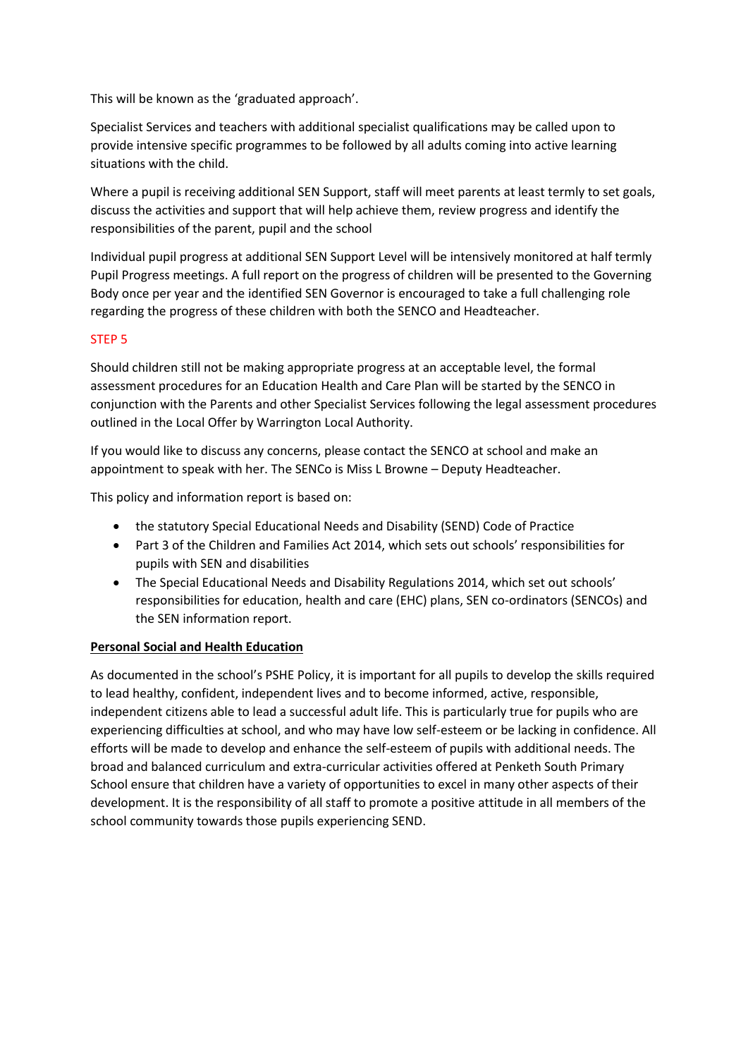This will be known as the 'graduated approach'.

Specialist Services and teachers with additional specialist qualifications may be called upon to provide intensive specific programmes to be followed by all adults coming into active learning situations with the child.

Where a pupil is receiving additional SEN Support, staff will meet parents at least termly to set goals, discuss the activities and support that will help achieve them, review progress and identify the responsibilities of the parent, pupil and the school

Individual pupil progress at additional SEN Support Level will be intensively monitored at half termly Pupil Progress meetings. A full report on the progress of children will be presented to the Governing Body once per year and the identified SEN Governor is encouraged to take a full challenging role regarding the progress of these children with both the SENCO and Headteacher.

STEP 5

Should children still not be making appropriate progress at an acceptable level, the formal assessment procedures for an Education Health and Care Plan will be started by the SENCO in conjunction with the Parents and other Specialist Services following the legal assessment procedures outlined in the Local Offer by Warrington Local Authority.

If you would like to discuss any concerns, please contact the SENCO at school and make an appointment to speak with her. The SENCo is Miss L Browne – Deputy Headteacher.

This policy and information report is based on:

- the statutory Special Educational Needs and Disability (SEND) Code of Practice
- Part 3 of the Children and Families Act 2014, which sets out schools' responsibilities for pupils with SEN and disabilities
- The Special Educational Needs and Disability Regulations 2014, which set out schools' responsibilities for education, health and care (EHC) plans, SEN co-ordinators (SENCOs) and the SEN information report.

**Personal Social and Health Education**

As documented in the school's PSHE Policy, it is important for all pupils to develop the skills required to lead healthy, confident, independent lives and to become informed, active, responsible, independent citizens able to lead a successful adult life. This is particularly true for pupils who are experiencing difficulties at school, and who may have low self-esteem or be lacking in confidence. All efforts will be made to develop and enhance the self-esteem of pupils with additional needs. The broad and balanced curriculum and extra-curricular activities offered at Penketh South Primary School ensure that children have a variety of opportunities to excel in many other aspects of their development. It is the responsibility of all staff to promote a positive attitude in all members of the school community towards those pupils experiencing SEND.